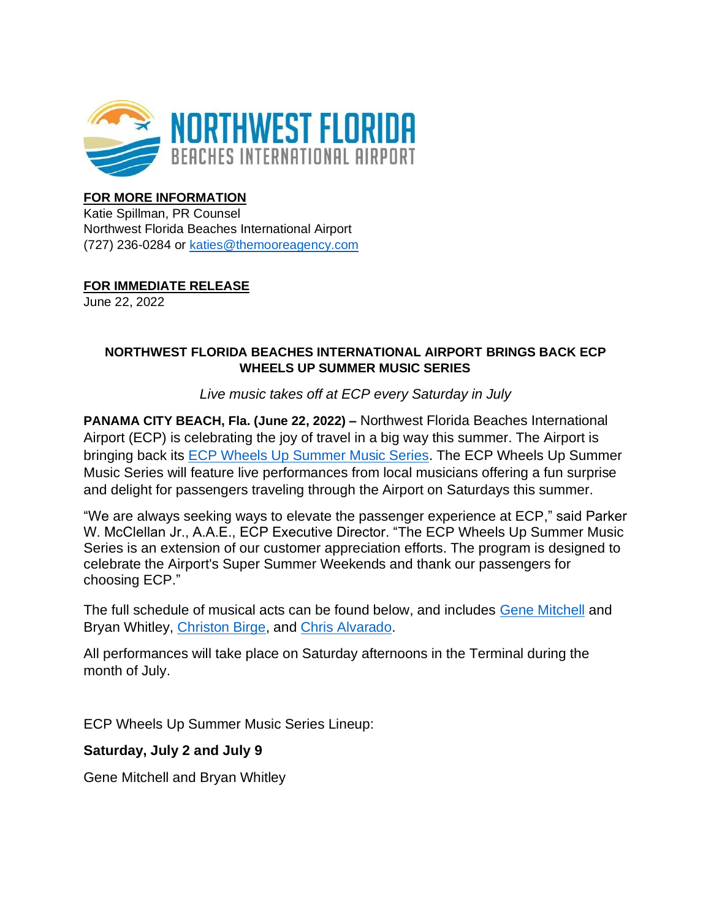**FOR MORE INFORMATION**
Katie Spillman, PR Counsel
Northwest Florida Beaches International Airport
(727) 236-0284 or katies@themooreagency.com

**FOR IMMEDIATE RELEASE**
June 22, 2022

**NORTHWEST FLORIDA BEACHES INTERNATIONAL AIRPORT BRINGS BACK ECP WHEELS UP SUMMER MUSIC SERIES**

*Live music takes off at ECP every Saturday in July*

**PANAMA CITY BEACH, Fla. (June 22, 2022) –** Northwest Florida Beaches International Airport (ECP) is celebrating the joy of travel in a big way this summer. The Airport is bringing back its ECP Wheels Up Summer Music Series. The ECP Wheels Up Summer Music Series will feature live performances from local musicians offering a fun surprise and delight for passengers traveling through the Airport on Saturdays this summer.

"We are always seeking ways to elevate the passenger experience at ECP," said Parker W. McClellan Jr., A.A.E., ECP Executive Director. "The ECP Wheels Up Summer Music Series is an extension of our customer appreciation efforts. The program is designed to celebrate the Airport's Super Summer Weekends and thank our passengers for choosing ECP."

The full schedule of musical acts can be found below, and includes Gene Mitchell and Bryan Whitley, Christon Birge, and Chris Alvarado.

All performances will take place on Saturday afternoons in the Terminal during the month of July.

ECP Wheels Up Summer Music Series Lineup:

**Saturday, July 2 and July 9**

Gene Mitchell and Bryan Whitley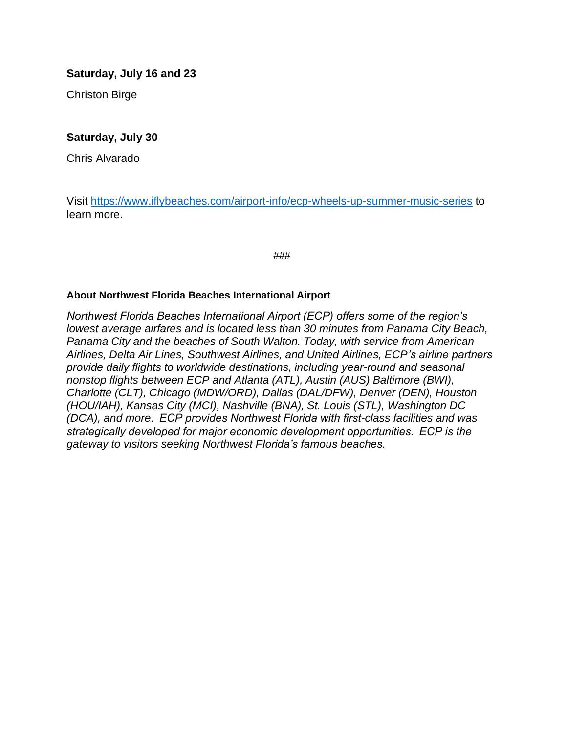**Saturday, July 16 and 23**

Christon Birge

**Saturday, July 30**

Chris Alvarado

Visit https://www.iflybeaches.com/airport-info/ecp-wheels-up-summer-music-series to learn more.

###

**About Northwest Florida Beaches International Airport**

*Northwest Florida Beaches International Airport (ECP) offers some of the region's lowest average airfares and is located less than 30 minutes from Panama City Beach, Panama City and the beaches of South Walton. Today, with service from American Airlines, Delta Air Lines, Southwest Airlines, and United Airlines, ECP's airline partners provide daily flights to worldwide destinations, including year-round and seasonal nonstop flights between ECP and Atlanta (ATL), Austin (AUS) Baltimore (BWI), Charlotte (CLT), Chicago (MDW/ORD), Dallas (DAL/DFW), Denver (DEN), Houston (HOU/IAH), Kansas City (MCI), Nashville (BNA), St. Louis (STL), Washington DC (DCA), and more. ECP provides Northwest Florida with first-class facilities and was strategically developed for major economic development opportunities. ECP is the gateway to visitors seeking Northwest Florida's famous beaches.*